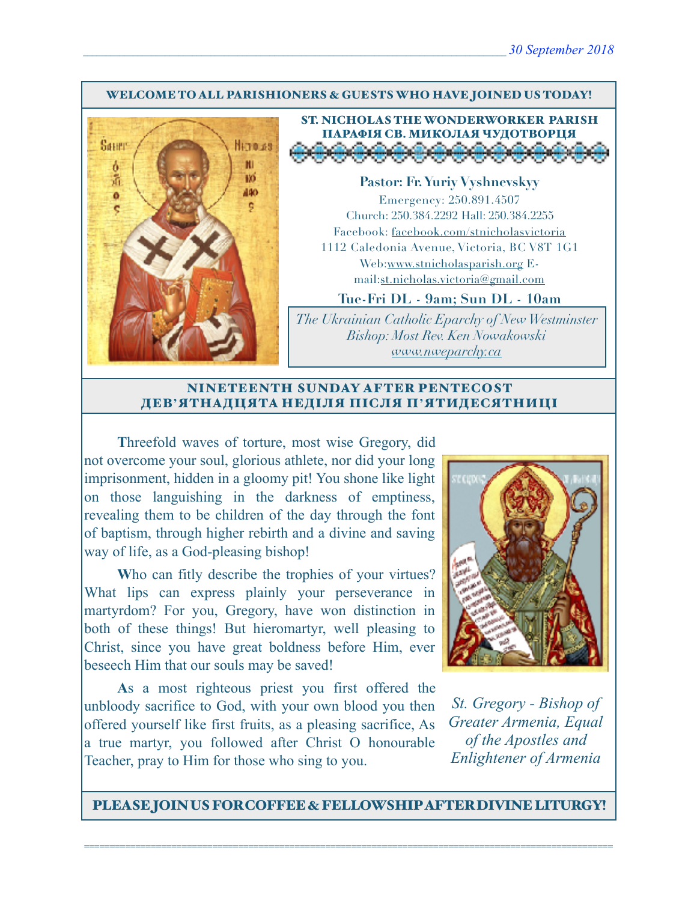30 September 2018

**WELCOME TO ALL PARISHIONERS & GUESTS WHO HAVE JOINED US TODAY!**

## ST. NICHOLAS THE WONDERWORKER PARISH
## ПАРАФІЯ СВ. МИКОЛАЯ ЧУДОТВОРЦЯ

**Pastor: Fr. Yuriy Vyshnevskyy**

Emergency: 250.891.4507

Church: 250.384.2292 Hall: 250.384.2255

Facebook: facebook.com/stnicholasvictoria

1112 Caledonia Avenue, Victoria, BC V8T 1G1

Web:www.stnicholasparish.org E-mail:st.nicholas.victoria@gmail.com

**Tue-Fri DL - 9am; Sun DL - 10am**

*The Ukrainian Catholic Eparchy of New Westminster*
*Bishop: Most Rev. Ken Nowakowski*
*www.nweparchy.ca*

## NINETEENTH SUNDAY AFTER PENTECOST
## ДЕВ'ЯТНАДЦЯТА НЕДІЛЯ ПІСЛЯ П'ЯТИДЕСЯТНИЦІ

**T**hreefold waves of torture, most wise Gregory, did not overcome your soul, glorious athlete, nor did your long imprisonment, hidden in a gloomy pit! You shone like light on those languishing in the darkness of emptiness, revealing them to be children of the day through the font of baptism, through higher rebirth and a divine and saving way of life, as a God-pleasing bishop!

**W**ho can fitly describe the trophies of your virtues? What lips can express plainly your perseverance in martyrdom? For you, Gregory, have won distinction in both of these things! But hieromartyr, well pleasing to Christ, since you have great boldness before Him, ever beseech Him that our souls may be saved!

**A**s a most righteous priest you first offered the unbloody sacrifice to God, with your own blood you then offered yourself like first fruits, as a pleasing sacrifice, As a true martyr, you followed after Christ O honourable Teacher, pray to Him for those who sing to you.

*St. Gregory - Bishop of Greater Armenia, Equal of the Apostles and Enlightener of Armenia*

**PLEASE JOIN US FOR COFFEE & FELLOWSHIP AFTER DIVINE LITURGY!**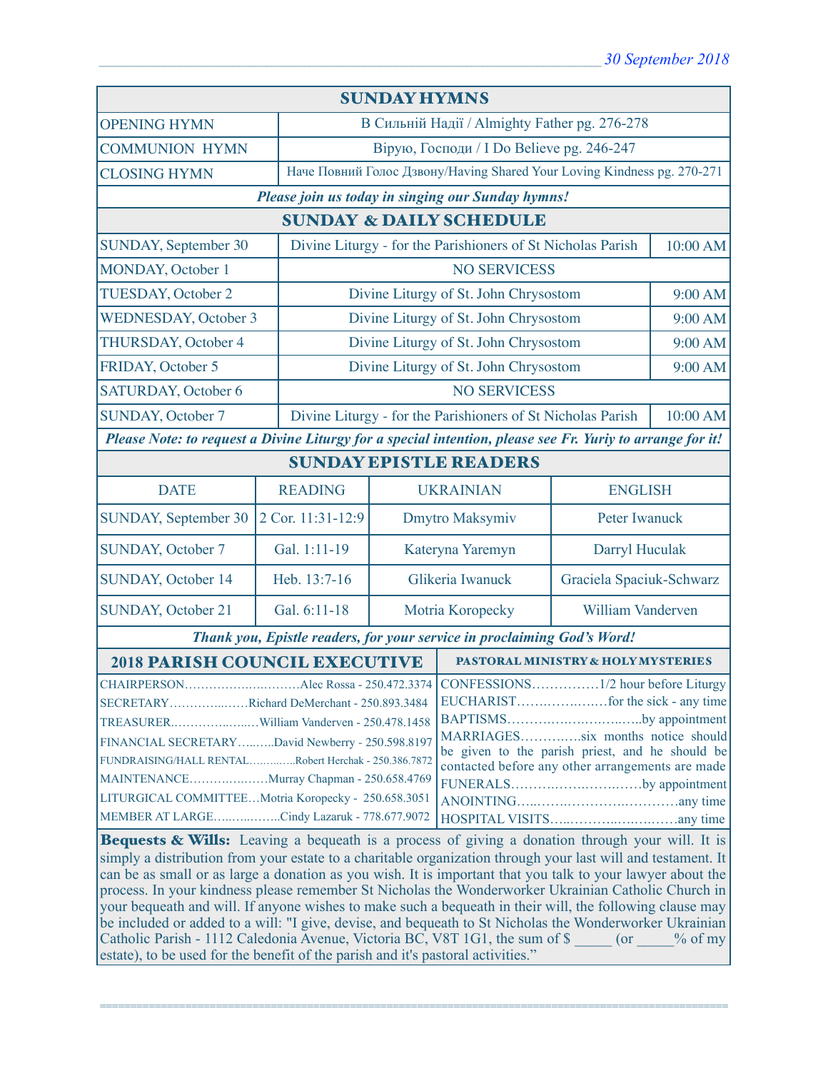## SUNDAY HYMNS

| | |
|---|---|
| OPENING HYMN | В Сильній Надії / Almighty Father pg. 276-278 |
| COMMUNION HYMN | Вірую, Господи / I Do Believe pg. 246-247 |
| CLOSING HYMN | Наче Повний Голос Дзвону/Having Shared Your Loving Kindness pg. 270-271 |

*Please join us today in singing our Sunday hymns!*

## SUNDAY & DAILY SCHEDULE

| | | |
|---|---|---|
| SUNDAY, September 30 | Divine Liturgy - for the Parishioners of St Nicholas Parish | 10:00 AM |
| MONDAY, October 1 | NO SERVICESS | |
| TUESDAY, October 2 | Divine Liturgy of St. John Chrysostom | 9:00 AM |
| WEDNESDAY, October 3 | Divine Liturgy of St. John Chrysostom | 9:00 AM |
| THURSDAY, October 4 | Divine Liturgy of St. John Chrysostom | 9:00 AM |
| FRIDAY, October 5 | Divine Liturgy of St. John Chrysostom | 9:00 AM |
| SATURDAY, October 6 | NO SERVICESS | |
| SUNDAY, October 7 | Divine Liturgy - for the Parishioners of St Nicholas Parish | 10:00 AM |

*Please Note: to request a Divine Liturgy for a special intention, please see Fr. Yuriy to arrange for it!*

## SUNDAY EPISTLE READERS

| DATE | READING | UKRAINIAN | ENGLISH |
|---|---|---|---|
| SUNDAY, September 30 | 2 Cor. 11:31-12:9 | Dmytro Maksymiv | Peter Iwanuck |
| SUNDAY, October 7 | Gal. 1:11-19 | Kateryna Yaremyn | Darryl Huculak |
| SUNDAY, October 14 | Heb. 13:7-16 | Glikeria Iwanuck | Graciela Spaciuk-Schwarz |
| SUNDAY, October 21 | Gal. 6:11-18 | Motria Koropecky | William Vanderven |

*Thank you, Epistle readers, for your service in proclaiming God's Word!*

## 2018 PARISH COUNCIL EXECUTIVE

CHAIRPERSON…………………………Alec Rossa - 250.472.3374
SECRETARY……………Richard DeMerchant - 250.893.3484
TREASURER………………William Vanderven - 250.478.1458
FINANCIAL SECRETARY……..David Newberry - 250.598.8197
FUNDRAISING/HALL RENTAL…………Robert Herchak - 250.386.7872
MAINTENANCE………………Murray Chapman - 250.658.4769
LITURGICAL COMMITTEE…Motria Koropecky - 250.658.3051
MEMBER AT LARGE……………Cindy Lazaruk - 778.677.9072

## PASTORAL MINISTRY & HOLY MYSTERIES

CONFESSIONS……………1/2 hour before Liturgy
EUCHARIST………………for the sick - any time
BAPTISMS……………………………by appointment
MARRIAGES…………six months notice should be given to the parish priest, and he should be contacted before any other arrangements are made
FUNERALS…………………………by appointment
ANOINTING……………………………any time
HOSPITAL VISITS…………………………any time

**Bequests & Wills:** Leaving a bequeath is a process of giving a donation through your will. It is simply a distribution from your estate to a charitable organization through your last will and testament. It can be as small or as large a donation as you wish. It is important that you talk to your lawyer about the process. In your kindness please remember St Nicholas the Wonderworker Ukrainian Catholic Church in your bequeath and will. If anyone wishes to make such a bequeath in their will, the following clause may be included or added to a will: "I give, devise, and bequeath to St Nicholas the Wonderworker Ukrainian Catholic Parish - 1112 Caledonia Avenue, Victoria BC, V8T 1G1, the sum of $ _____ (or _____% of my estate), to be used for the benefit of the parish and it's pastoral activities."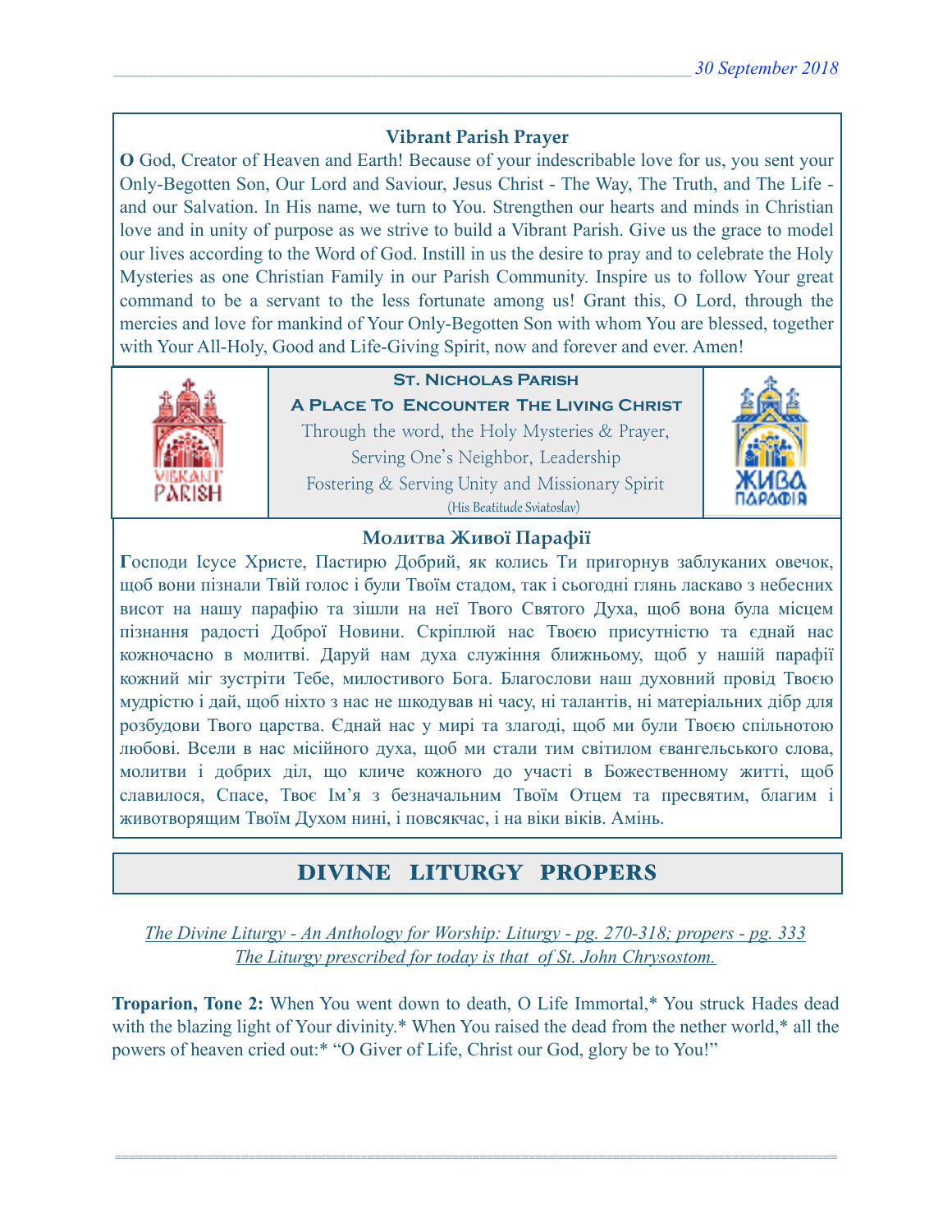### Vibrant Parish Prayer

**O** God, Creator of Heaven and Earth! Because of your indescribable love for us, you sent your Only-Begotten Son, Our Lord and Saviour, Jesus Christ - The Way, The Truth, and The Life - and our Salvation. In His name, we turn to You. Strengthen our hearts and minds in Christian love and in unity of purpose as we strive to build a Vibrant Parish. Give us the grace to model our lives according to the Word of God. Instill in us the desire to pray and to celebrate the Holy Mysteries as one Christian Family in our Parish Community. Inspire us to follow Your great command to be a servant to the less fortunate among us! Grant this, O Lord, through the mercies and love for mankind of Your Only-Begotten Son with whom You are blessed, together with Your All-Holy, Good and Life-Giving Spirit, now and forever and ever. Amen!

**St. Nicholas Parish**

**A Place To Encounter The Living Christ**

Through the word, the Holy Mysteries & Prayer,
Serving One's Neighbor, Leadership
Fostering & Serving Unity and Missionary Spirit
(His Beatitude Sviatoslav)

### Молитва Живої Парафії

**Г**осподи Ісусе Христе, Пастирю Добрий, як колись Ти пригорнув заблуканих овечок, щоб вони пізнали Твій голос і були Твоїм стадом, так і сьогодні глянь ласкаво з небесних висот на нашу парафію та зішли на неї Твого Святого Духа, щоб вона була місцем пізнання радості Доброї Новини. Скріплюй нас Твоєю присутністю та єднай нас кожночасно в молитві. Даруй нам духа служіння ближньому, щоб у нашій парафії кожний міг зустріти Тебе, милостивого Бога. Благослови наш духовний провід Твоєю мудрістю і дай, щоб ніхто з нас не шкодував ні часу, ні талантів, ні матеріальних дібр для розбудови Твого царства. Єднай нас у мирі та злагоді, щоб ми були Твоєю спільнотою любові. Всели в нас місійного духа, щоб ми стали тим світилом євангельського слова, молитви і добрих діл, що кличе кожного до участі в Божественному житті, щоб славилося, Спасе, Твоє Ім'я з безначальним Твоїм Отцем та пресвятим, благим і животворящим Твоїм Духом нині, і повсякчас, і на віки віків. Амінь.

## DIVINE LITURGY PROPERS

*The Divine Liturgy - An Anthology for Worship: Liturgy - pg. 270-318; propers - pg. 333*
*The Liturgy prescribed for today is that of St. John Chrysostom.*

**Troparion, Tone 2:** When You went down to death, O Life Immortal,* You struck Hades dead with the blazing light of Your divinity.* When You raised the dead from the nether world,* all the powers of heaven cried out:* "O Giver of Life, Christ our God, glory be to You!"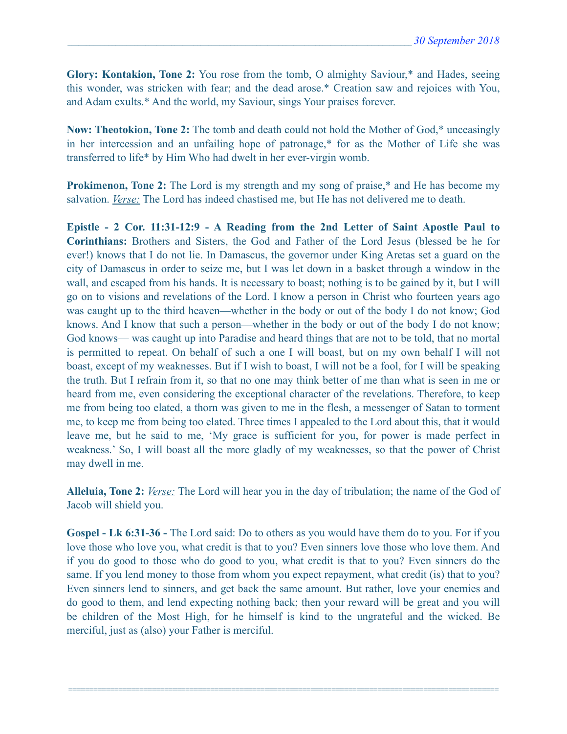**Glory: Kontakion, Tone 2:** You rose from the tomb, O almighty Saviour,* and Hades, seeing this wonder, was stricken with fear; and the dead arose.* Creation saw and rejoices with You, and Adam exults.* And the world, my Saviour, sings Your praises forever.

**Now: Theotokion, Tone 2:** The tomb and death could not hold the Mother of God,* unceasingly in her intercession and an unfailing hope of patronage,* for as the Mother of Life she was transferred to life* by Him Who had dwelt in her ever-virgin womb.

**Prokimenon, Tone 2:** The Lord is my strength and my song of praise,* and He has become my salvation. *Verse:* The Lord has indeed chastised me, but He has not delivered me to death.

**Epistle - 2 Cor. 11:31-12:9 - A Reading from the 2nd Letter of Saint Apostle Paul to Corinthians:** Brothers and Sisters, the God and Father of the Lord Jesus (blessed be he for ever!) knows that I do not lie. In Damascus, the governor under King Aretas set a guard on the city of Damascus in order to seize me, but I was let down in a basket through a window in the wall, and escaped from his hands. It is necessary to boast; nothing is to be gained by it, but I will go on to visions and revelations of the Lord. I know a person in Christ who fourteen years ago was caught up to the third heaven—whether in the body or out of the body I do not know; God knows. And I know that such a person—whether in the body or out of the body I do not know; God knows— was caught up into Paradise and heard things that are not to be told, that no mortal is permitted to repeat. On behalf of such a one I will boast, but on my own behalf I will not boast, except of my weaknesses. But if I wish to boast, I will not be a fool, for I will be speaking the truth. But I refrain from it, so that no one may think better of me than what is seen in me or heard from me, even considering the exceptional character of the revelations. Therefore, to keep me from being too elated, a thorn was given to me in the flesh, a messenger of Satan to torment me, to keep me from being too elated. Three times I appealed to the Lord about this, that it would leave me, but he said to me, 'My grace is sufficient for you, for power is made perfect in weakness.' So, I will boast all the more gladly of my weaknesses, so that the power of Christ may dwell in me.

**Alleluia, Tone 2:** *Verse:* The Lord will hear you in the day of tribulation; the name of the God of Jacob will shield you.

**Gospel - Lk 6:31-36 -** The Lord said: Do to others as you would have them do to you. For if you love those who love you, what credit is that to you? Even sinners love those who love them. And if you do good to those who do good to you, what credit is that to you? Even sinners do the same. If you lend money to those from whom you expect repayment, what credit (is) that to you? Even sinners lend to sinners, and get back the same amount. But rather, love your enemies and do good to them, and lend expecting nothing back; then your reward will be great and you will be children of the Most High, for he himself is kind to the ungrateful and the wicked. Be merciful, just as (also) your Father is merciful.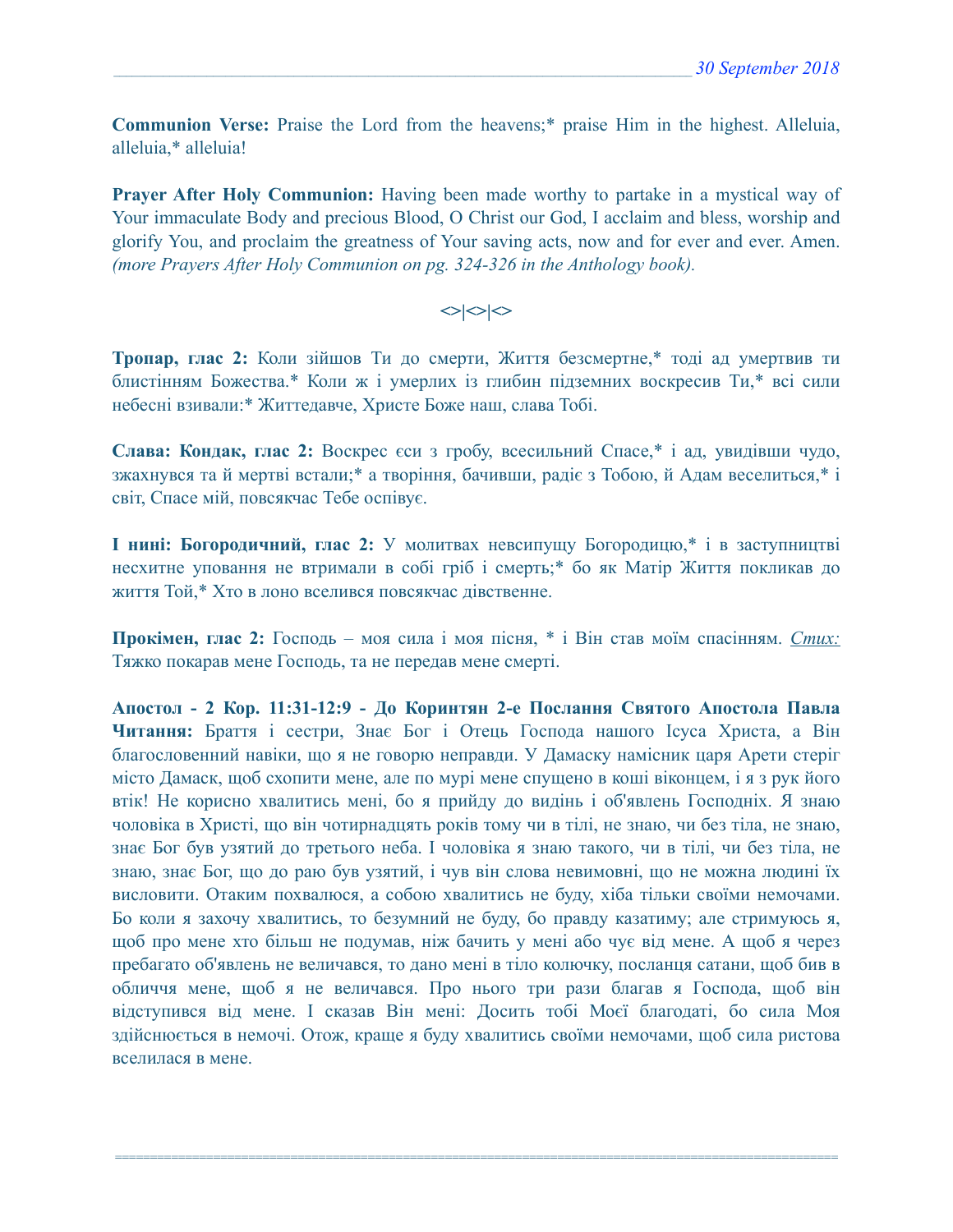**Communion Verse:** Praise the Lord from the heavens;* praise Him in the highest. Alleluia, alleluia,* alleluia!

**Prayer After Holy Communion:** Having been made worthy to partake in a mystical way of Your immaculate Body and precious Blood, O Christ our God, I acclaim and bless, worship and glorify You, and proclaim the greatness of Your saving acts, now and for ever and ever. Amen. *(more Prayers After Holy Communion on pg. 324-326 in the Anthology book).*

<>|<>|<>

**Тропар, глас 2:** Коли зійшов Ти до смерти, Життя безсмертне,* тоді ад умертвив ти блистінням Божества.* Коли ж і умерлих із глибин підземних воскресив Ти,* всі сили небесні взивали:* Життедавче, Христе Боже наш, слава Тобі.

**Слава: Кондак, глас 2:** Воскрес єси з гробу, всесильний Спасе,* і ад, увидівши чудо, зжахнувся та й мертві встали;* а творіння, бачивши, радіє з Тобою, й Адам веселиться,* і світ, Спасе мій, повсякчас Тебе оспівує.

**І нині: Богородичний, глас 2:** У молитвах невсипущу Богородицю,* і в заступництві несхитне уповання не втримали в собі гріб і смерть;* бо як Матір Життя покликав до життя Той,* Хто в лоно вселився повсякчас дівственне.

**Прокімен, глас 2:** Господь – моя сила і моя пісня, * і Він став моїм спасінням. *Стих:* Тяжко покарав мене Господь, та не передав мене смерті.

**Апостол - 2 Кор. 11:31-12:9 - До Коринтян 2-е Послання Святого Апостола Павла Читання:** Браття і сестри, Знає Бог і Отець Господа нашого Ісуса Христа, а Він благословенний навіки, що я не говорю неправди. У Дамаску намісник царя Арети стеріг місто Дамаск, щоб схопити мене, але по мурі мене спущено в коші віконцем, і я з рук його втік! Не корисно хвалитись мені, бо я прийду до видінь і об'явлень Господніх. Я знаю чоловіка в Христі, що він чотирнадцять років тому чи в тілі, не знаю, чи без тіла, не знаю, знає Бог був узятий до третього неба. І чоловіка я знаю такого, чи в тілі, чи без тіла, не знаю, знає Бог, що до раю був узятий, і чув він слова невимовні, що не можна людині їх висловити. Отаким похвалюся, а собою хвалитись не буду, хіба тільки своїми немочами. Бо коли я захочу хвалитись, то безумний не буду, бо правду казатиму; але стримуюсь я, щоб про мене хто більш не подумав, ніж бачить у мені або чує від мене. А щоб я через пребагато об'явлень не величався, то дано мені в тіло колючку, посланця сатани, щоб бив в обличчя мене, щоб я не величався. Про нього три рази благав я Господа, щоб він відступився від мене. І сказав Він мені: Досить тобі Моєї благодаті, бо сила Моя здійснюється в немочі. Отож, краще я буду хвалитись своїми немочами, щоб сила ристова вселилася в мене.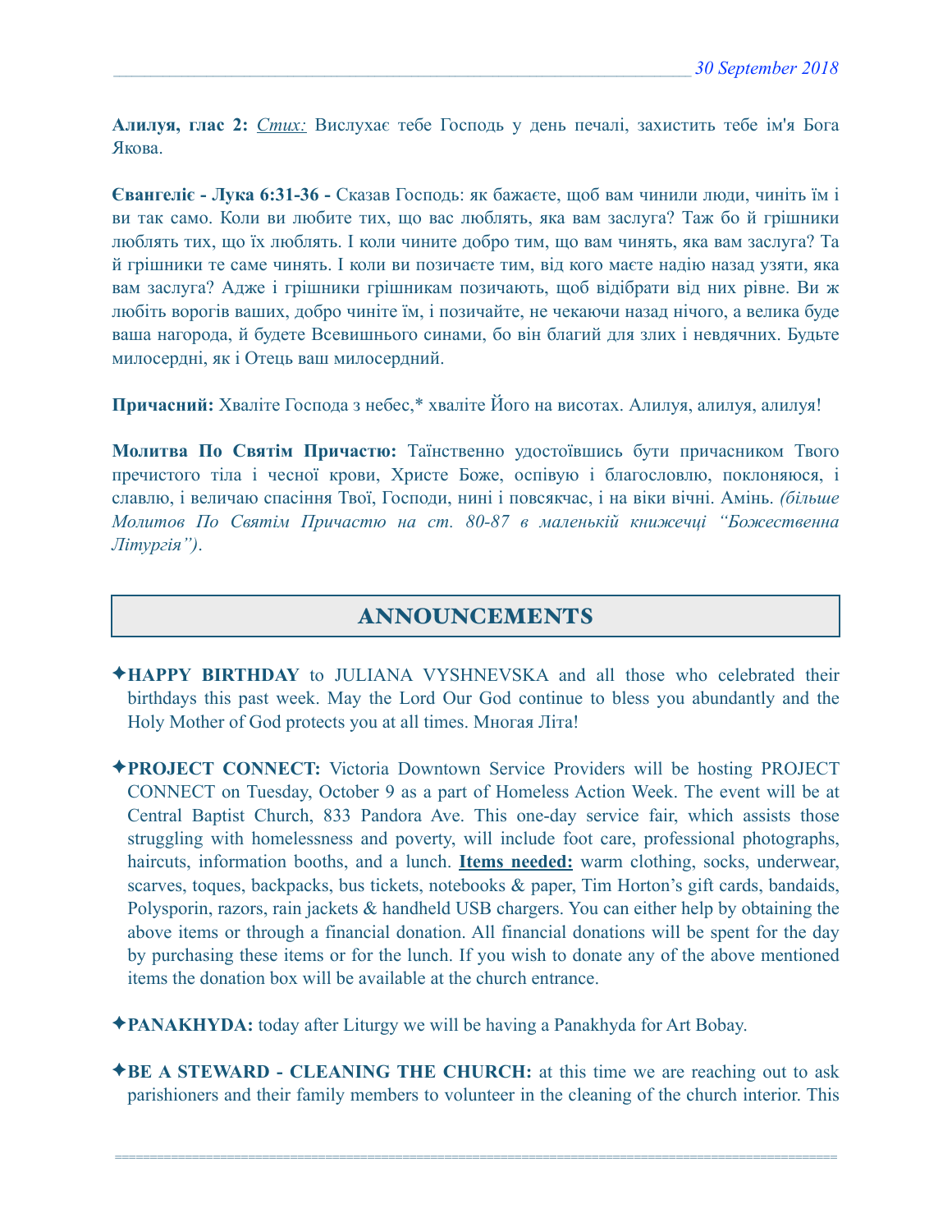**Алилуя, глас 2:** *Стих:* Вислухає тебе Господь у день печалі, захистить тебе ім'я Бога Якова.

**Євангеліє - Лука 6:31-36 -** Сказав Господь: як бажаєте, щоб вам чинили люди, чиніть їм і ви так само. Коли ви любите тих, що вас люблять, яка вам заслуга? Таж бо й грішники люблять тих, що їх люблять. І коли чините добро тим, що вам чинять, яка вам заслуга? Та й грішники те саме чинять. І коли ви позичаєте тим, від кого маєте надію назад узяти, яка вам заслуга? Адже і грішники грішникам позичають, щоб відібрати від них рівне. Ви ж любіть ворогів ваших, добро чиніте їм, і позичайте, не чекаючи назад нічого, а велика буде ваша нагорода, й будете Всевишнього синами, бо він благий для злих і невдячних. Будьте милосердні, як і Отець ваш милосердний.

**Причасний:** Хваліте Господа з небес,* хваліте Його на висотах. Алилуя, алилуя, алилуя!

**Молитва По Святім Причастю:** Таїнственно удостоївшись бути причасником Твого пречистого тіла і чесної крови, Христе Боже, оспівую і благословлю, поклоняюся, і славлю, і величаю спасіння Твої, Господи, нині і повсякчас, і на віки вічні. Амінь. *(більше Молитов По Святім Причастю на ст. 80-87 в маленькій книжечці "Божественна Літургія")*.

## ANNOUNCEMENTS

✦**HAPPY BIRTHDAY** to JULIANA VYSHNEVSKA and all those who celebrated their birthdays this past week. May the Lord Our God continue to bless you abundantly and the Holy Mother of God protects you at all times. Многая Літа!

✦**PROJECT CONNECT:** Victoria Downtown Service Providers will be hosting PROJECT CONNECT on Tuesday, October 9 as a part of Homeless Action Week. The event will be at Central Baptist Church, 833 Pandora Ave. This one-day service fair, which assists those struggling with homelessness and poverty, will include foot care, professional photographs, haircuts, information booths, and a lunch. **Items needed:** warm clothing, socks, underwear, scarves, toques, backpacks, bus tickets, notebooks & paper, Tim Horton's gift cards, bandaids, Polysporin, razors, rain jackets & handheld USB chargers. You can either help by obtaining the above items or through a financial donation. All financial donations will be spent for the day by purchasing these items or for the lunch. If you wish to donate any of the above mentioned items the donation box will be available at the church entrance.

✦**PANAKHYDA:** today after Liturgy we will be having a Panakhyda for Art Bobay.

✦**BE A STEWARD - CLEANING THE CHURCH:** at this time we are reaching out to ask parishioners and their family members to volunteer in the cleaning of the church interior. This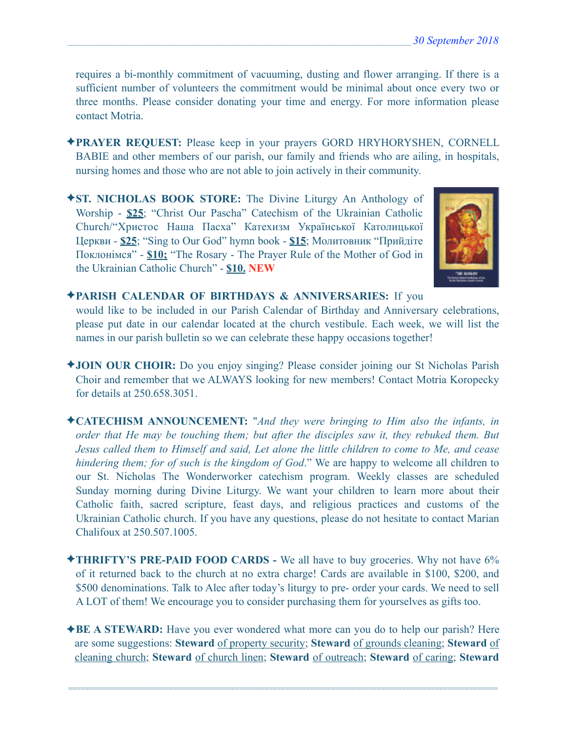requires a bi-monthly commitment of vacuuming, dusting and flower arranging. If there is a sufficient number of volunteers the commitment would be minimal about once every two or three months. Please consider donating your time and energy. For more information please contact Motria.

✦**PRAYER REQUEST:** Please keep in your prayers GORD HRYHORYSHEN, CORNELL BABIE and other members of our parish, our family and friends who are ailing, in hospitals, nursing homes and those who are not able to join actively in their community.

✦**ST. NICHOLAS BOOK STORE:** The Divine Liturgy An Anthology of Worship - **$25**; "Christ Our Pascha" Catechism of the Ukrainian Catholic Church/"Христос Наша Пасха" Катехизм Української Католицької Церкви - **$25**; "Sing to Our God" hymn book - **$15**; Молитовник "Прийдіте Поклонімся" - **$10;** "The Rosary - The Prayer Rule of the Mother of God in the Ukrainian Catholic Church" - **$10. NEW**

✦**PARISH CALENDAR OF BIRTHDAYS & ANNIVERSARIES:** If you would like to be included in our Parish Calendar of Birthday and Anniversary celebrations, please put date in our calendar located at the church vestibule. Each week, we will list the names in our parish bulletin so we can celebrate these happy occasions together!

✦**JOIN OUR CHOIR:** Do you enjoy singing? Please consider joining our St Nicholas Parish Choir and remember that we ALWAYS looking for new members! Contact Motria Koropecky for details at 250.658.3051.

✦**CATECHISM ANNOUNCEMENT:** "*And they were bringing to Him also the infants, in order that He may be touching them; but after the disciples saw it, they rebuked them. But Jesus called them to Himself and said, Let alone the little children to come to Me, and cease hindering them; for of such is the kingdom of God*." We are happy to welcome all children to our St. Nicholas The Wonderworker catechism program. Weekly classes are scheduled Sunday morning during Divine Liturgy. We want your children to learn more about their Catholic faith, sacred scripture, feast days, and religious practices and customs of the Ukrainian Catholic church. If you have any questions, please do not hesitate to contact Marian Chalifoux at 250.507.1005.

✦**THRIFTY'S PRE-PAID FOOD CARDS -** We all have to buy groceries. Why not have 6% of it returned back to the church at no extra charge! Cards are available in $100, $200, and $500 denominations. Talk to Alec after today's liturgy to pre- order your cards. We need to sell A LOT of them! We encourage you to consider purchasing them for yourselves as gifts too.

✦**BE A STEWARD:** Have you ever wondered what more can you do to help our parish? Here are some suggestions: **Steward** of property security; **Steward** of grounds cleaning; **Steward** of cleaning church; **Steward** of church linen; **Steward** of outreach; **Steward** of caring; **Steward**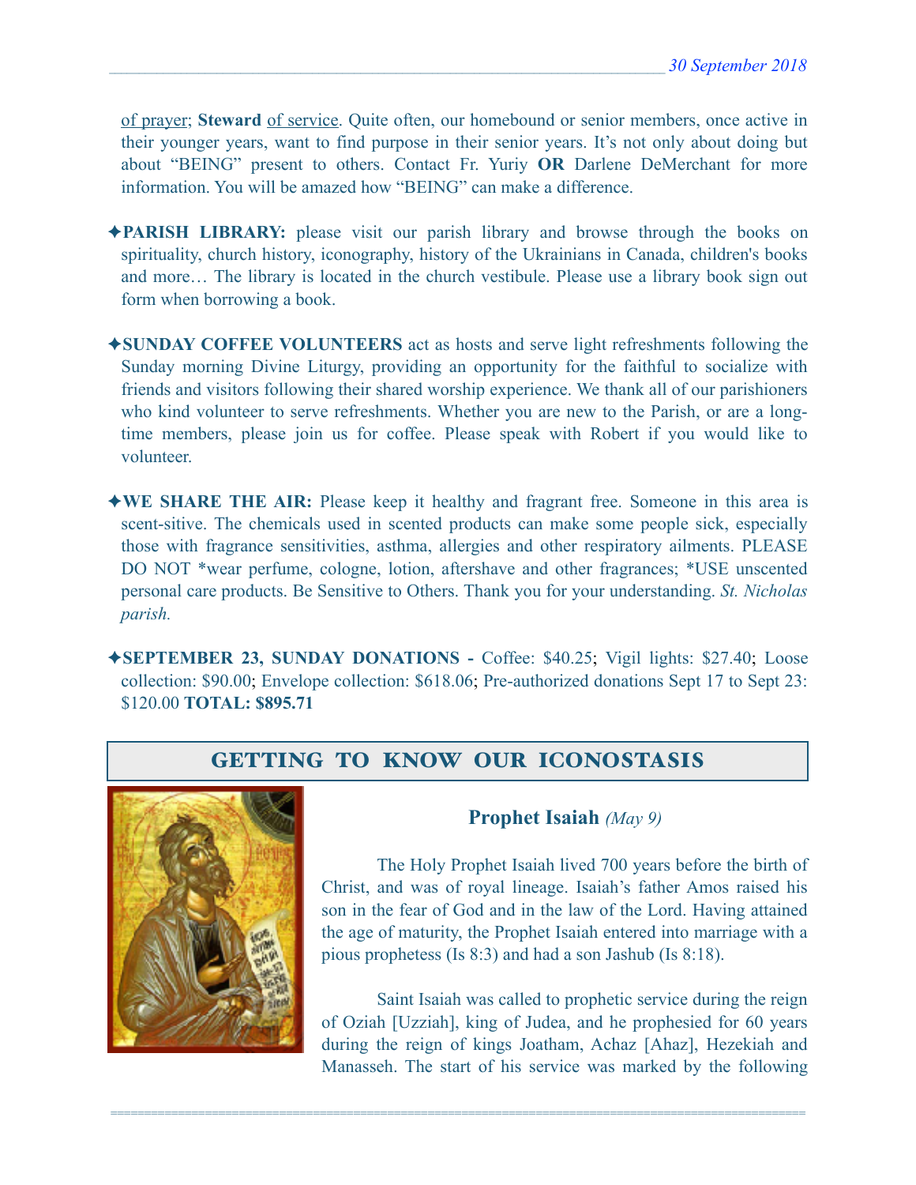of prayer; **Steward** of service. Quite often, our homebound or senior members, once active in their younger years, want to find purpose in their senior years. It's not only about doing but about "BEING" present to others. Contact Fr. Yuriy **OR** Darlene DeMerchant for more information. You will be amazed how "BEING" can make a difference.

✦**PARISH LIBRARY:** please visit our parish library and browse through the books on spirituality, church history, iconography, history of the Ukrainians in Canada, children's books and more… The library is located in the church vestibule. Please use a library book sign out form when borrowing a book.

✦**SUNDAY COFFEE VOLUNTEERS** act as hosts and serve light refreshments following the Sunday morning Divine Liturgy, providing an opportunity for the faithful to socialize with friends and visitors following their shared worship experience. We thank all of our parishioners who kind volunteer to serve refreshments. Whether you are new to the Parish, or are a long-time members, please join us for coffee. Please speak with Robert if you would like to volunteer.

✦**WE SHARE THE AIR:** Please keep it healthy and fragrant free. Someone in this area is scent-sitive. The chemicals used in scented products can make some people sick, especially those with fragrance sensitivities, asthma, allergies and other respiratory ailments. PLEASE DO NOT *wear perfume, cologne, lotion, aftershave and other fragrances; *USE unscented personal care products. Be Sensitive to Others. Thank you for your understanding. *St. Nicholas parish.*

✦**SEPTEMBER 23, SUNDAY DONATIONS -** Coffee: $40.25; Vigil lights: $27.40; Loose collection: $90.00; Envelope collection: $618.06; Pre-authorized donations Sept 17 to Sept 23: $120.00 **TOTAL: $895.71**

## GETTING TO KNOW OUR ICONOSTASIS

### Prophet Isaiah *(May 9)*

The Holy Prophet Isaiah lived 700 years before the birth of Christ, and was of royal lineage. Isaiah's father Amos raised his son in the fear of God and in the law of the Lord. Having attained the age of maturity, the Prophet Isaiah entered into marriage with a pious prophetess (Is 8:3) and had a son Jashub (Is 8:18).

Saint Isaiah was called to prophetic service during the reign of Oziah [Uzziah], king of Judea, and he prophesied for 60 years during the reign of kings Joatham, Achaz [Ahaz], Hezekiah and Manasseh. The start of his service was marked by the following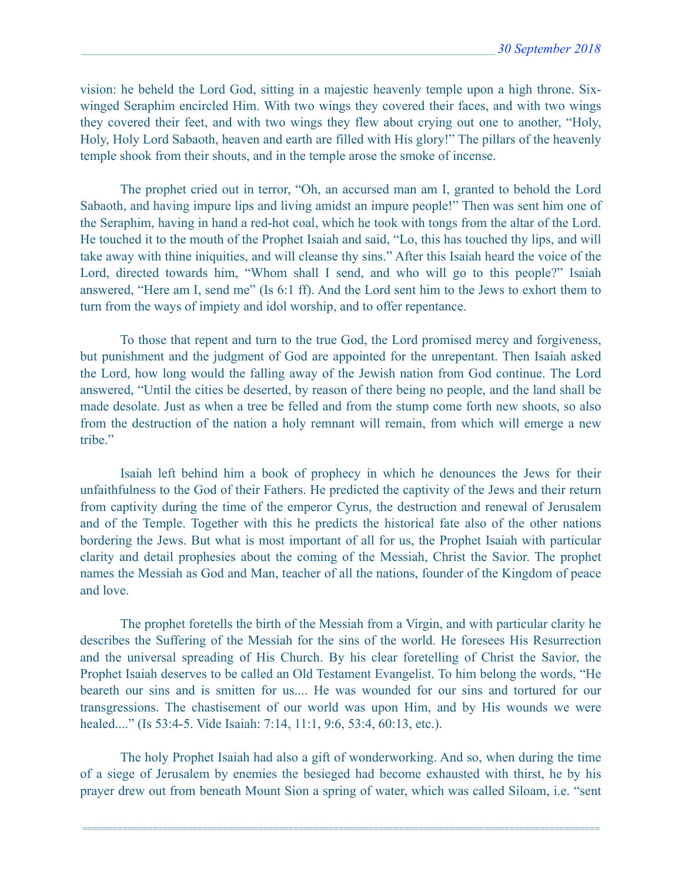vision: he beheld the Lord God, sitting in a majestic heavenly temple upon a high throne. Six-winged Seraphim encircled Him. With two wings they covered their faces, and with two wings they covered their feet, and with two wings they flew about crying out one to another, "Holy, Holy, Holy Lord Sabaoth, heaven and earth are filled with His glory!" The pillars of the heavenly temple shook from their shouts, and in the temple arose the smoke of incense.

The prophet cried out in terror, "Oh, an accursed man am I, granted to behold the Lord Sabaoth, and having impure lips and living amidst an impure people!" Then was sent him one of the Seraphim, having in hand a red-hot coal, which he took with tongs from the altar of the Lord. He touched it to the mouth of the Prophet Isaiah and said, "Lo, this has touched thy lips, and will take away with thine iniquities, and will cleanse thy sins." After this Isaiah heard the voice of the Lord, directed towards him, "Whom shall I send, and who will go to this people?" Isaiah answered, "Here am I, send me" (Is 6:1 ff). And the Lord sent him to the Jews to exhort them to turn from the ways of impiety and idol worship, and to offer repentance.

To those that repent and turn to the true God, the Lord promised mercy and forgiveness, but punishment and the judgment of God are appointed for the unrepentant. Then Isaiah asked the Lord, how long would the falling away of the Jewish nation from God continue. The Lord answered, "Until the cities be deserted, by reason of there being no people, and the land shall be made desolate. Just as when a tree be felled and from the stump come forth new shoots, so also from the destruction of the nation a holy remnant will remain, from which will emerge a new tribe."

Isaiah left behind him a book of prophecy in which he denounces the Jews for their unfaithfulness to the God of their Fathers. He predicted the captivity of the Jews and their return from captivity during the time of the emperor Cyrus, the destruction and renewal of Jerusalem and of the Temple. Together with this he predicts the historical fate also of the other nations bordering the Jews. But what is most important of all for us, the Prophet Isaiah with particular clarity and detail prophesies about the coming of the Messiah, Christ the Savior. The prophet names the Messiah as God and Man, teacher of all the nations, founder of the Kingdom of peace and love.

The prophet foretells the birth of the Messiah from a Virgin, and with particular clarity he describes the Suffering of the Messiah for the sins of the world. He foresees His Resurrection and the universal spreading of His Church. By his clear foretelling of Christ the Savior, the Prophet Isaiah deserves to be called an Old Testament Evangelist. To him belong the words, "He beareth our sins and is smitten for us.... He was wounded for our sins and tortured for our transgressions. The chastisement of our world was upon Him, and by His wounds we were healed...." (Is 53:4-5. Vide Isaiah: 7:14, 11:1, 9:6, 53:4, 60:13, etc.).

The holy Prophet Isaiah had also a gift of wonderworking. And so, when during the time of a siege of Jerusalem by enemies the besieged had become exhausted with thirst, he by his prayer drew out from beneath Mount Sion a spring of water, which was called Siloam, i.e. "sent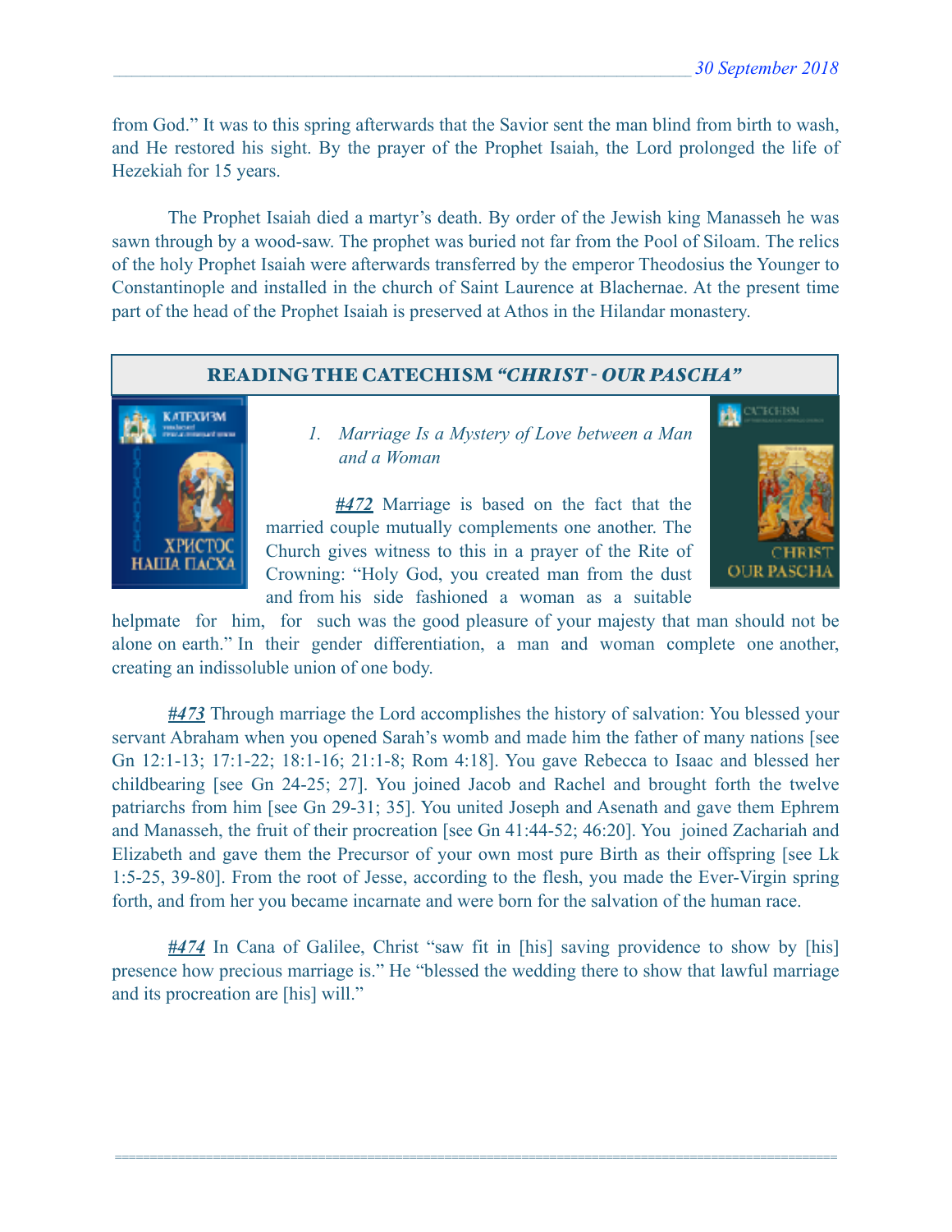from God." It was to this spring afterwards that the Savior sent the man blind from birth to wash, and He restored his sight. By the prayer of the Prophet Isaiah, the Lord prolonged the life of Hezekiah for 15 years.

The Prophet Isaiah died a martyr's death. By order of the Jewish king Manasseh he was sawn through by a wood-saw. The prophet was buried not far from the Pool of Siloam. The relics of the holy Prophet Isaiah were afterwards transferred by the emperor Theodosius the Younger to Constantinople and installed in the church of Saint Laurence at Blachernae. At the present time part of the head of the Prophet Isaiah is preserved at Athos in the Hilandar monastery.

## READING THE CATECHISM *"CHRIST - OUR PASCHA"*

1. *Marriage Is a Mystery of Love between a Man and a Woman*

***#472*** Marriage is based on the fact that the married couple mutually complements one another. The Church gives witness to this in a prayer of the Rite of Crowning: "Holy God, you created man from the dust and from his side fashioned a woman as a suitable helpmate for him, for such was the good pleasure of your majesty that man should not be alone on earth." In their gender differentiation, a man and woman complete one another, creating an indissoluble union of one body.

***#473*** Through marriage the Lord accomplishes the history of salvation: You blessed your servant Abraham when you opened Sarah's womb and made him the father of many nations [see Gn 12:1-13; 17:1-22; 18:1-16; 21:1-8; Rom 4:18]. You gave Rebecca to Isaac and blessed her childbearing [see Gn 24-25; 27]. You joined Jacob and Rachel and brought forth the twelve patriarchs from him [see Gn 29-31; 35]. You united Joseph and Asenath and gave them Ephrem and Manasseh, the fruit of their procreation [see Gn 41:44-52; 46:20]. You joined Zachariah and Elizabeth and gave them the Precursor of your own most pure Birth as their offspring [see Lk 1:5-25, 39-80]. From the root of Jesse, according to the flesh, you made the Ever-Virgin spring forth, and from her you became incarnate and were born for the salvation of the human race.

***#474*** In Cana of Galilee, Christ "saw fit in [his] saving providence to show by [his] presence how precious marriage is." He "blessed the wedding there to show that lawful marriage and its procreation are [his] will."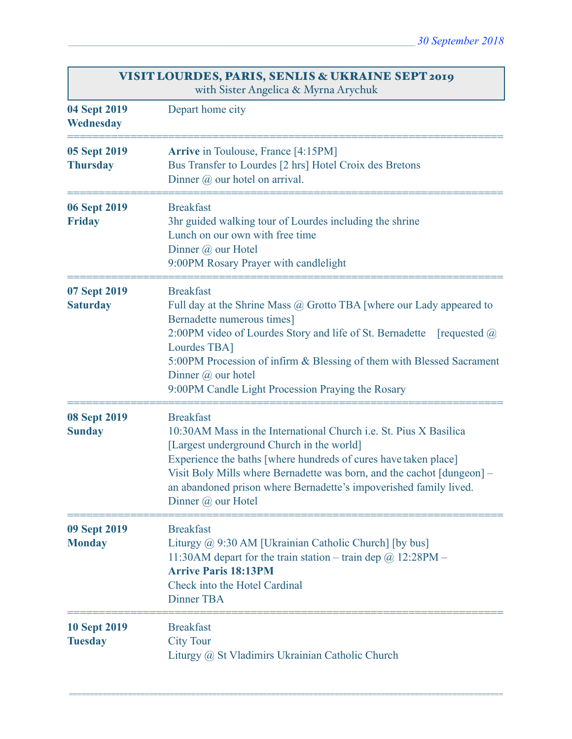*30 September 2018*

| **VISIT LOURDES, PARIS, SENLIS & UKRAINE SEPT 2019**<br>with Sister Angelica & Myrna Arychuk | |
|---|---|
| **04 Sept 2019**<br>**Wednesday** | Depart home city |
| **05 Sept 2019**<br>**Thursday** | **Arrive** in Toulouse, France [4:15PM]<br>Bus Transfer to Lourdes [2 hrs] Hotel Croix des Bretons<br>Dinner @ our hotel on arrival. |
| **06 Sept 2019**<br>**Friday** | Breakfast<br>3hr guided walking tour of Lourdes including the shrine<br>Lunch on our own with free time<br>Dinner @ our Hotel<br>9:00PM Rosary Prayer with candlelight |
| **07 Sept 2019**<br>**Saturday** | Breakfast<br>Full day at the Shrine Mass @ Grotto TBA [where our Lady appeared to Bernadette numerous times]<br>2:00PM video of Lourdes Story and life of St. Bernadette [requested @ Lourdes TBA]<br>5:00PM Procession of infirm & Blessing of them with Blessed Sacrament<br>Dinner @ our hotel<br>9:00PM Candle Light Procession Praying the Rosary |
| **08 Sept 2019**<br>**Sunday** | Breakfast<br>10:30AM Mass in the International Church i.e. St. Pius X Basilica [Largest underground Church in the world]<br>Experience the baths [where hundreds of cures have taken place]<br>Visit Boly Mills where Bernadette was born, and the cachot [dungeon] – an abandoned prison where Bernadette's impoverished family lived.<br>Dinner @ our Hotel |
| **09 Sept 2019**<br>**Monday** | Breakfast<br>Liturgy @ 9:30 AM [Ukrainian Catholic Church] [by bus]<br>11:30AM depart for the train station – train dep @ 12:28PM –<br>**Arrive Paris 18:13PM**<br>Check into the Hotel Cardinal<br>Dinner TBA |
| **10 Sept 2019**<br>**Tuesday** | Breakfast<br>City Tour<br>Liturgy @ St Vladimirs Ukrainian Catholic Church |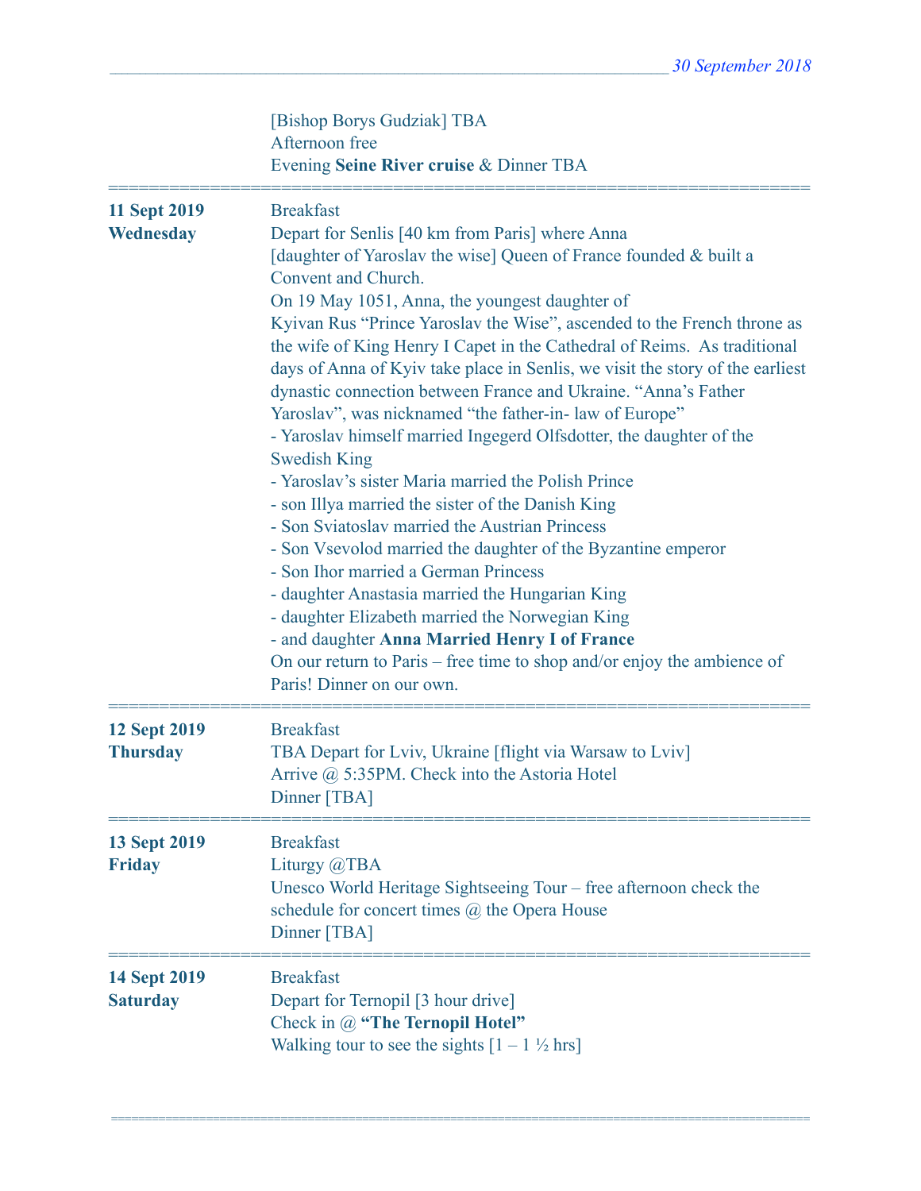[Bishop Borys Gudziak] TBA
Afternoon free
Evening **Seine River cruise** & Dinner TBA

| | |
|---|---|
| **11 Sept 2019 Wednesday** | Breakfast<br>Depart for Senlis [40 km from Paris] where Anna [daughter of Yaroslav the wise] Queen of France founded & built a Convent and Church.<br>On 19 May 1051, Anna, the youngest daughter of Kyivan Rus "Prince Yaroslav the Wise", ascended to the French throne as the wife of King Henry I Capet in the Cathedral of Reims. As traditional days of Anna of Kyiv take place in Senlis, we visit the story of the earliest dynastic connection between France and Ukraine. "Anna's Father Yaroslav", was nicknamed "the father-in- law of Europe"<br>- Yaroslav himself married Ingegerd Olfsdotter, the daughter of the Swedish King<br>- Yaroslav's sister Maria married the Polish Prince<br>- son Illya married the sister of the Danish King<br>- Son Sviatoslav married the Austrian Princess<br>- Son Vsevolod married the daughter of the Byzantine emperor<br>- Son Ihor married a German Princess<br>- daughter Anastasia married the Hungarian King<br>- daughter Elizabeth married the Norwegian King<br>- and daughter **Anna Married Henry I of France**<br>On our return to Paris – free time to shop and/or enjoy the ambience of Paris! Dinner on our own. |
| **12 Sept 2019 Thursday** | Breakfast<br>TBA Depart for Lviv, Ukraine [flight via Warsaw to Lviv]<br>Arrive @ 5:35PM. Check into the Astoria Hotel<br>Dinner [TBA] |
| **13 Sept 2019 Friday** | Breakfast<br>Liturgy @TBA<br>Unesco World Heritage Sightseeing Tour – free afternoon check the schedule for concert times @ the Opera House<br>Dinner [TBA] |
| **14 Sept 2019 Saturday** | Breakfast<br>Depart for Ternopil [3 hour drive]<br>Check in @ **"The Ternopil Hotel"**<br>Walking tour to see the sights [1 – 1 ½ hrs] |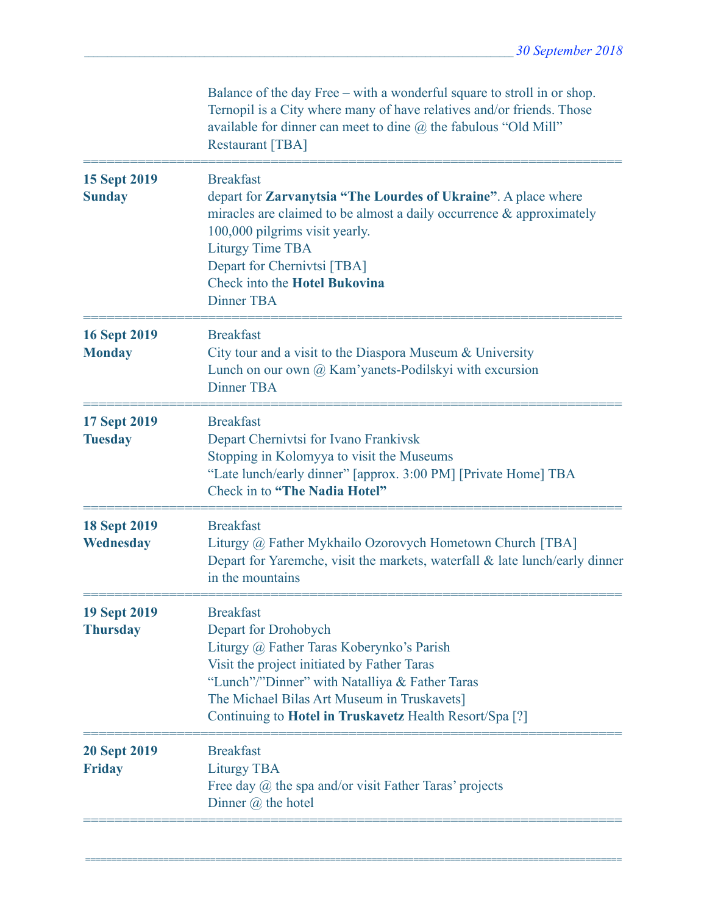| | |
|---|---|
| | Balance of the day Free – with a wonderful square to stroll in or shop. Ternopil is a City where many of have relatives and/or friends. Those available for dinner can meet to dine @ the fabulous "Old Mill" Restaurant [TBA] |
| **15 Sept 2019**<br>**Sunday** | Breakfast<br>depart for **Zarvanytsia "The Lourdes of Ukraine"**. A place where miracles are claimed to be almost a daily occurrence & approximately 100,000 pilgrims visit yearly.<br>Liturgy Time TBA<br>Depart for Chernivtsi [TBA]<br>Check into the **Hotel Bukovina**<br>Dinner TBA |
| **16 Sept 2019**<br>**Monday** | Breakfast<br>City tour and a visit to the Diaspora Museum & University<br>Lunch on our own @ Kam'yanets-Podilskyi with excursion<br>Dinner TBA |
| **17 Sept 2019**<br>**Tuesday** | Breakfast<br>Depart Chernivtsi for Ivano Frankivsk<br>Stopping in Kolomyya to visit the Museums<br>"Late lunch/early dinner" [approx. 3:00 PM] [Private Home] TBA<br>Check in to **"The Nadia Hotel"** |
| **18 Sept 2019**<br>**Wednesday** | Breakfast<br>Liturgy @ Father Mykhailo Ozorovych Hometown Church [TBA]<br>Depart for Yaremche, visit the markets, waterfall & late lunch/early dinner in the mountains |
| **19 Sept 2019**<br>**Thursday** | Breakfast<br>Depart for Drohobych<br>Liturgy @ Father Taras Koberynko's Parish<br>Visit the project initiated by Father Taras<br>"Lunch"/"Dinner" with Natalliya & Father Taras<br>The Michael Bilas Art Museum in Truskavets]<br>Continuing to **Hotel in Truskavetz** Health Resort/Spa [?] |
| **20 Sept 2019**<br>**Friday** | Breakfast<br>Liturgy TBA<br>Free day @ the spa and/or visit Father Taras' projects<br>Dinner @ the hotel |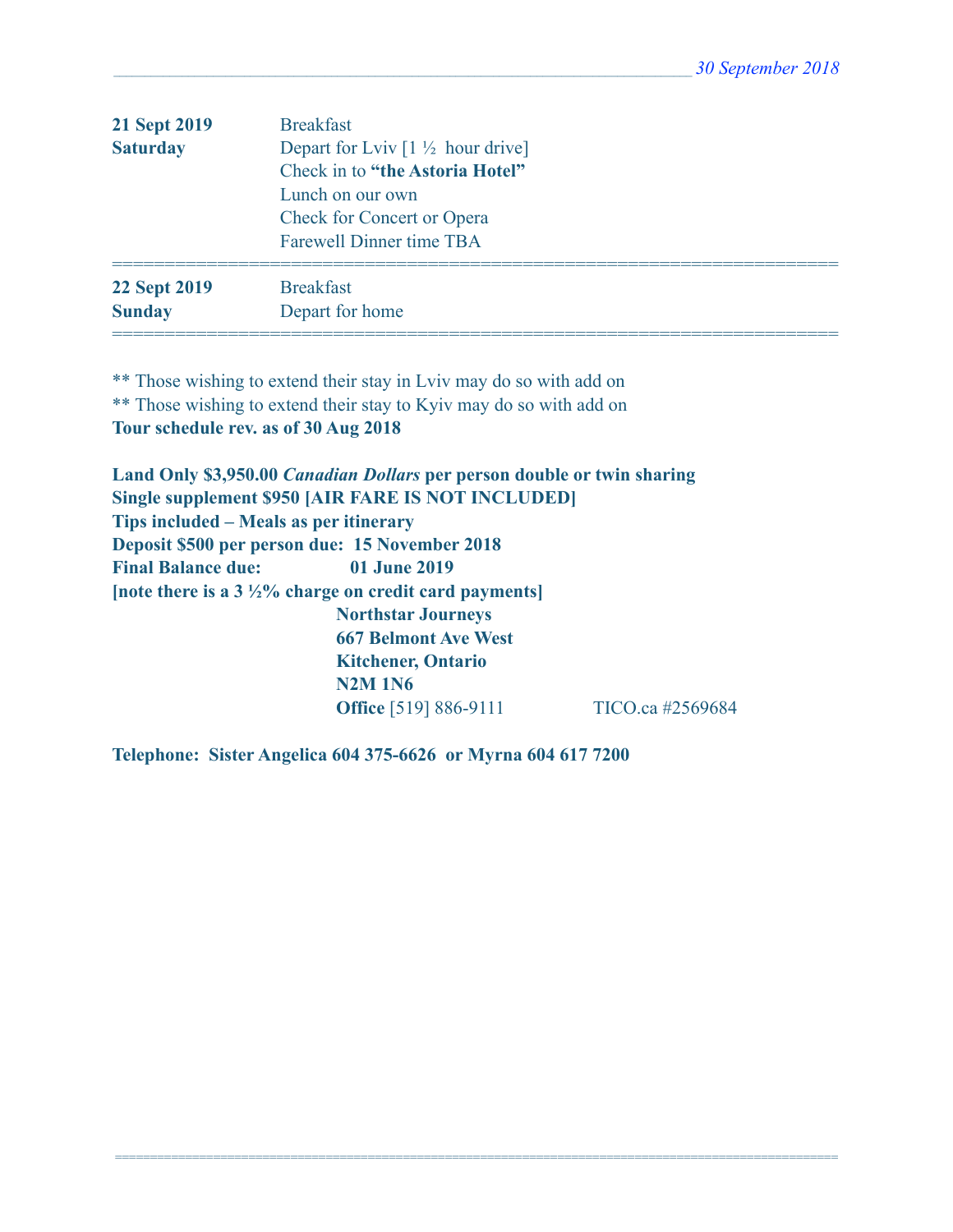| | |
|---|---|
| **21 Sept 2019** | Breakfast |
| **Saturday** | Depart for Lviv [1 ½ hour drive] |
| | Check in to **"the Astoria Hotel"** |
| | Lunch on our own |
| | Check for Concert or Opera |
| | Farewell Dinner time TBA |
| **22 Sept 2019** | Breakfast |
| **Sunday** | Depart for home |

** Those wishing to extend their stay in Lviv may do so with add on
** Those wishing to extend their stay to Kyiv may do so with add on
**Tour schedule rev. as of 30 Aug 2018**

**Land Only $3,950.00 *Canadian Dollars* per person double or twin sharing**
**Single supplement $950 [AIR FARE IS NOT INCLUDED]**
**Tips included – Meals as per itinerary**
**Deposit $500 per person due: 15 November 2018**
**Final Balance due: 01 June 2019**
**[note there is a 3 ½% charge on credit card payments]**

**Northstar Journeys**
**667 Belmont Ave West**
**Kitchener, Ontario**
**N2M 1N6**
**Office** [519] 886-9111 TICO.ca #2569684

**Telephone: Sister Angelica 604 375-6626 or Myrna 604 617 7200**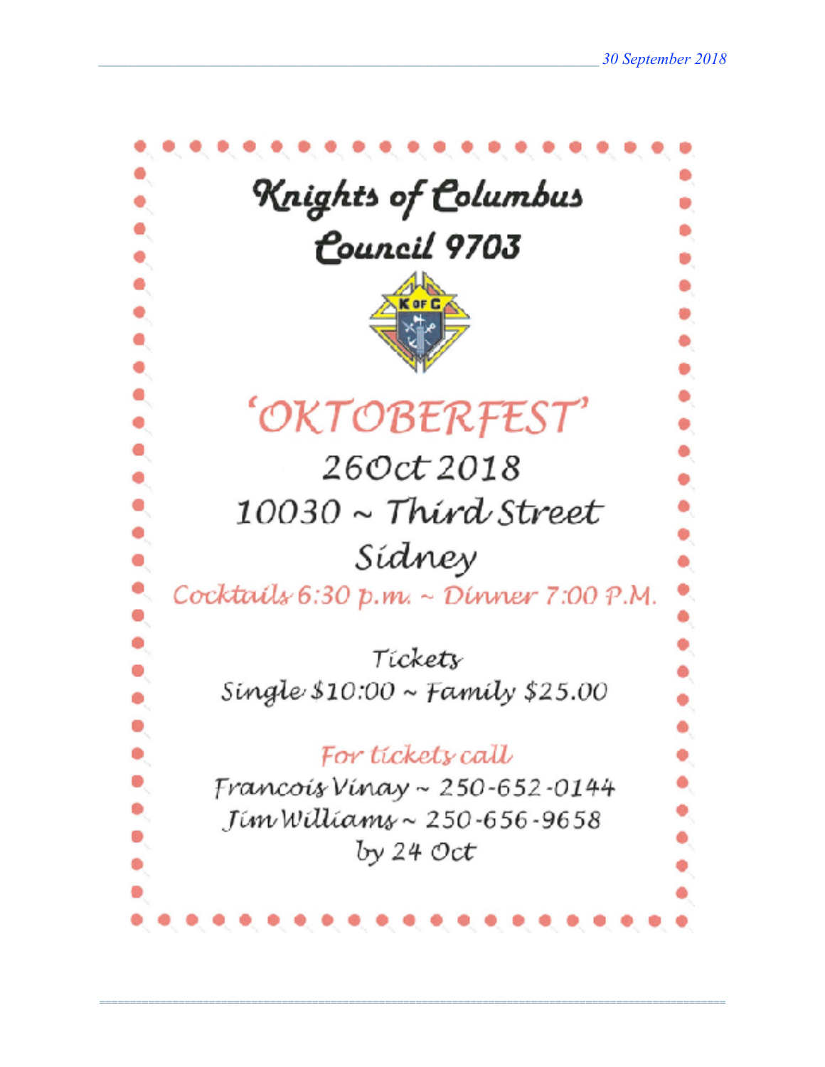# Knights of Columbus Council 9703

# 'OKTOBERFEST'

26Oct 2018

10030 ~ Third Street

Sidney

Cocktails 6:30 p.m. ~ Dinner 7:00 P.M.

Tickets

Single $10:00 ~ Family $25.00

For tickets call

Francois Vinay ~ 250-652-0144

Jim Williams ~ 250-656-9658

by 24 Oct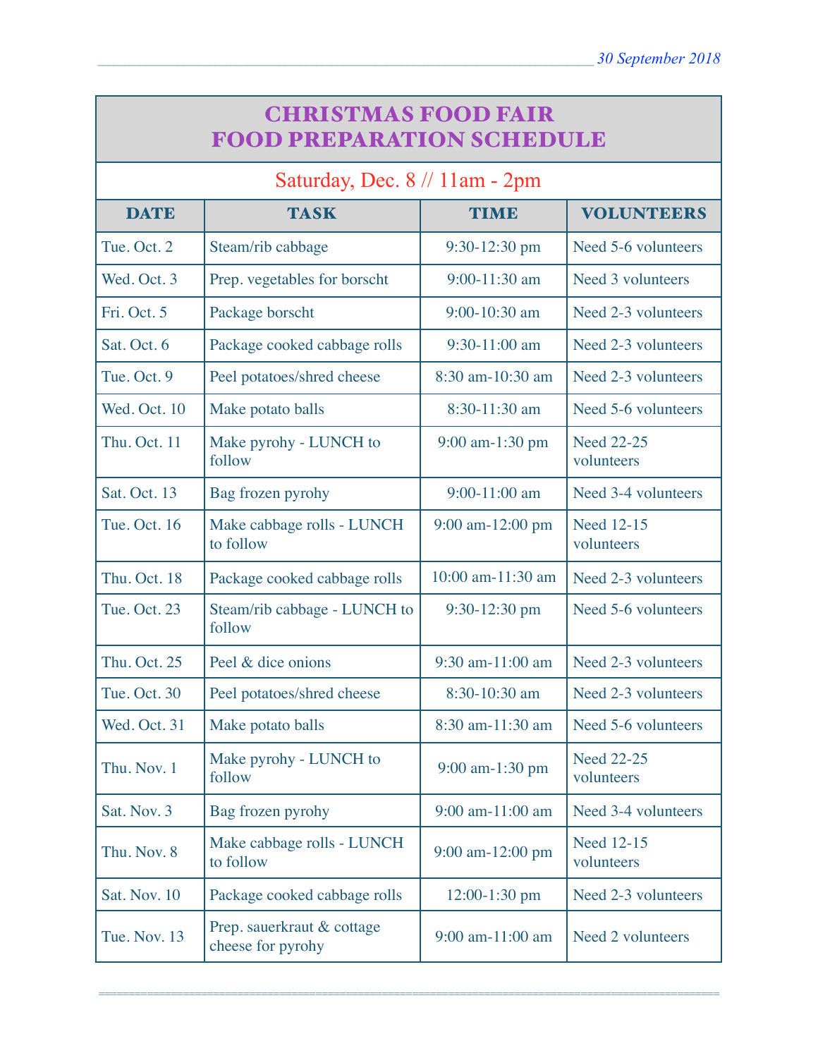*30 September 2018*

# CHRISTMAS FOOD FAIR
# FOOD PREPARATION SCHEDULE

Saturday, Dec. 8 // 11am - 2pm

| DATE | TASK | TIME | VOLUNTEERS |
|---|---|---|---|
| Tue. Oct. 2 | Steam/rib cabbage | 9:30-12:30 pm | Need 5-6 volunteers |
| Wed. Oct. 3 | Prep. vegetables for borscht | 9:00-11:30 am | Need 3 volunteers |
| Fri. Oct. 5 | Package borscht | 9:00-10:30 am | Need 2-3 volunteers |
| Sat. Oct. 6 | Package cooked cabbage rolls | 9:30-11:00 am | Need 2-3 volunteers |
| Tue. Oct. 9 | Peel potatoes/shred cheese | 8:30 am-10:30 am | Need 2-3 volunteers |
| Wed. Oct. 10 | Make potato balls | 8:30-11:30 am | Need 5-6 volunteers |
| Thu. Oct. 11 | Make pyrohy - LUNCH to follow | 9:00 am-1:30 pm | Need 22-25 volunteers |
| Sat. Oct. 13 | Bag frozen pyrohy | 9:00-11:00 am | Need 3-4 volunteers |
| Tue. Oct. 16 | Make cabbage rolls - LUNCH to follow | 9:00 am-12:00 pm | Need 12-15 volunteers |
| Thu. Oct. 18 | Package cooked cabbage rolls | 10:00 am-11:30 am | Need 2-3 volunteers |
| Tue. Oct. 23 | Steam/rib cabbage - LUNCH to follow | 9:30-12:30 pm | Need 5-6 volunteers |
| Thu. Oct. 25 | Peel & dice onions | 9:30 am-11:00 am | Need 2-3 volunteers |
| Tue. Oct. 30 | Peel potatoes/shred cheese | 8:30-10:30 am | Need 2-3 volunteers |
| Wed. Oct. 31 | Make potato balls | 8:30 am-11:30 am | Need 5-6 volunteers |
| Thu. Nov. 1 | Make pyrohy - LUNCH to follow | 9:00 am-1:30 pm | Need 22-25 volunteers |
| Sat. Nov. 3 | Bag frozen pyrohy | 9:00 am-11:00 am | Need 3-4 volunteers |
| Thu. Nov. 8 | Make cabbage rolls - LUNCH to follow | 9:00 am-12:00 pm | Need 12-15 volunteers |
| Sat. Nov. 10 | Package cooked cabbage rolls | 12:00-1:30 pm | Need 2-3 volunteers |
| Tue. Nov. 13 | Prep. sauerkraut & cottage cheese for pyrohy | 9:00 am-11:00 am | Need 2 volunteers |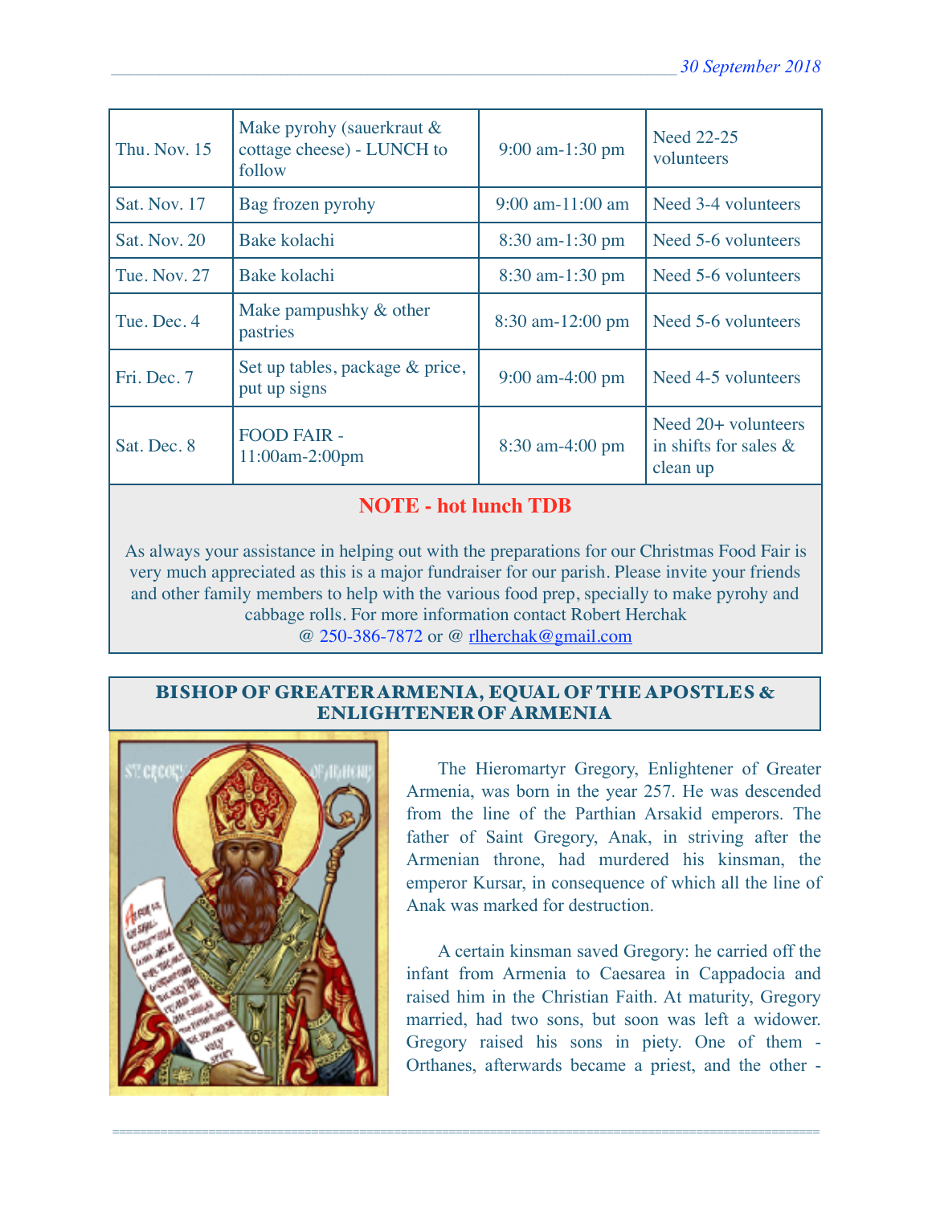| Thu. Nov. 15 | Make pyrohy (sauerkraut & cottage cheese) - LUNCH to follow | 9:00 am-1:30 pm | Need 22-25 volunteers |
|---|---|---|---|
| Sat. Nov. 17 | Bag frozen pyrohy | 9:00 am-11:00 am | Need 3-4 volunteers |
| Sat. Nov. 20 | Bake kolachi | 8:30 am-1:30 pm | Need 5-6 volunteers |
| Tue. Nov. 27 | Bake kolachi | 8:30 am-1:30 pm | Need 5-6 volunteers |
| Tue. Dec. 4 | Make pampushky & other pastries | 8:30 am-12:00 pm | Need 5-6 volunteers |
| Fri. Dec. 7 | Set up tables, package & price, put up signs | 9:00 am-4:00 pm | Need 4-5 volunteers |
| Sat. Dec. 8 | FOOD FAIR - 11:00am-2:00pm | 8:30 am-4:00 pm | Need 20+ volunteers in shifts for sales & clean up |

**NOTE - hot lunch TDB**

As always your assistance in helping out with the preparations for our Christmas Food Fair is very much appreciated as this is a major fundraiser for our parish. Please invite your friends and other family members to help with the various food prep, specially to make pyrohy and cabbage rolls. For more information contact Robert Herchak @ 250-386-7872 or @ rlherchak@gmail.com

## BISHOP OF GREATER ARMENIA, EQUAL OF THE APOSTLES & ENLIGHTENER OF ARMENIA

The Hieromartyr Gregory, Enlightener of Greater Armenia, was born in the year 257. He was descended from the line of the Parthian Arsakid emperors. The father of Saint Gregory, Anak, in striving after the Armenian throne, had murdered his kinsman, the emperor Kursar, in consequence of which all the line of Anak was marked for destruction.

A certain kinsman saved Gregory: he carried off the infant from Armenia to Caesarea in Cappadocia and raised him in the Christian Faith. At maturity, Gregory married, had two sons, but soon was left a widower. Gregory raised his sons in piety. One of them - Orthanes, afterwards became a priest, and the other -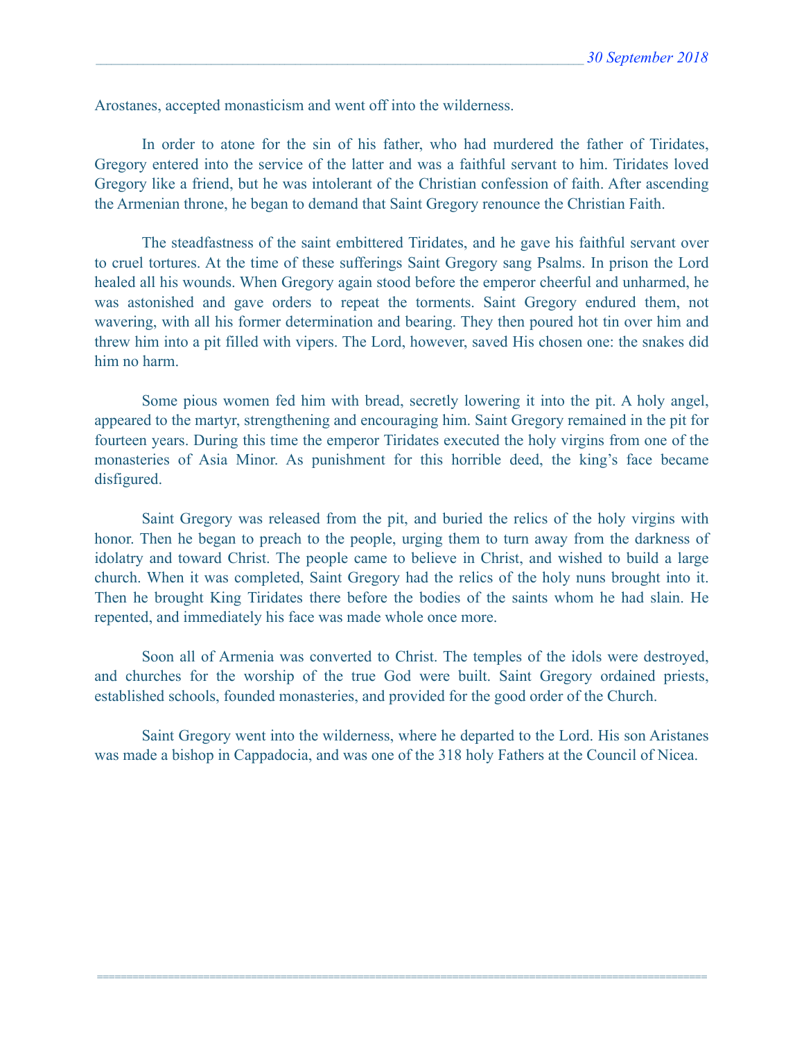Arostanes, accepted monasticism and went off into the wilderness.

In order to atone for the sin of his father, who had murdered the father of Tiridates, Gregory entered into the service of the latter and was a faithful servant to him. Tiridates loved Gregory like a friend, but he was intolerant of the Christian confession of faith. After ascending the Armenian throne, he began to demand that Saint Gregory renounce the Christian Faith.

The steadfastness of the saint embittered Tiridates, and he gave his faithful servant over to cruel tortures. At the time of these sufferings Saint Gregory sang Psalms. In prison the Lord healed all his wounds. When Gregory again stood before the emperor cheerful and unharmed, he was astonished and gave orders to repeat the torments. Saint Gregory endured them, not wavering, with all his former determination and bearing. They then poured hot tin over him and threw him into a pit filled with vipers. The Lord, however, saved His chosen one: the snakes did him no harm.

Some pious women fed him with bread, secretly lowering it into the pit. A holy angel, appeared to the martyr, strengthening and encouraging him. Saint Gregory remained in the pit for fourteen years. During this time the emperor Tiridates executed the holy virgins from one of the monasteries of Asia Minor. As punishment for this horrible deed, the king's face became disfigured.

Saint Gregory was released from the pit, and buried the relics of the holy virgins with honor. Then he began to preach to the people, urging them to turn away from the darkness of idolatry and toward Christ. The people came to believe in Christ, and wished to build a large church. When it was completed, Saint Gregory had the relics of the holy nuns brought into it. Then he brought King Tiridates there before the bodies of the saints whom he had slain. He repented, and immediately his face was made whole once more.

Soon all of Armenia was converted to Christ. The temples of the idols were destroyed, and churches for the worship of the true God were built. Saint Gregory ordained priests, established schools, founded monasteries, and provided for the good order of the Church.

Saint Gregory went into the wilderness, where he departed to the Lord. His son Aristanes was made a bishop in Cappadocia, and was one of the 318 holy Fathers at the Council of Nicea.